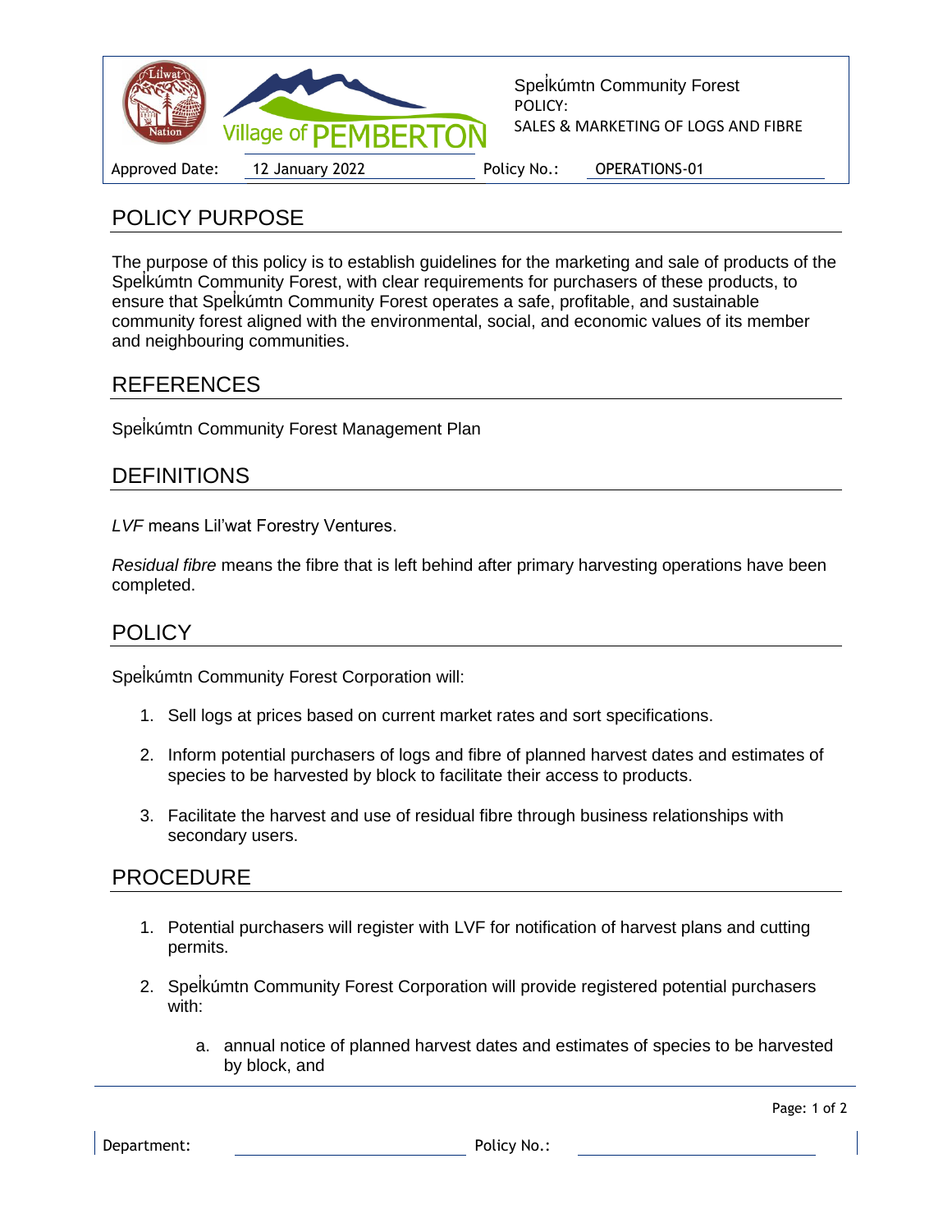Spel̓kúmtn Community Forest
POLICY:
SALES & MARKETING OF LOGS AND FIBRE

| Approved Date: | 12 January 2022 | Policy No.: | OPERATIONS-01 |
| --- | --- | --- | --- |

## POLICY PURPOSE

The purpose of this policy is to establish guidelines for the marketing and sale of products of the Spel̓kúmtn Community Forest, with clear requirements for purchasers of these products, to ensure that Spel̓kúmtn Community Forest operates a safe, profitable, and sustainable community forest aligned with the environmental, social, and economic values of its member and neighbouring communities.

## REFERENCES

Spel̓kúmtn Community Forest Management Plan

## DEFINITIONS

*LVF* means Lil'wat Forestry Ventures.

*Residual fibre* means the fibre that is left behind after primary harvesting operations have been completed.

## POLICY

Spel̓kúmtn Community Forest Corporation will:

1. Sell logs at prices based on current market rates and sort specifications.
2. Inform potential purchasers of logs and fibre of planned harvest dates and estimates of species to be harvested by block to facilitate their access to products.
3. Facilitate the harvest and use of residual fibre through business relationships with secondary users.

## PROCEDURE

1. Potential purchasers will register with LVF for notification of harvest plans and cutting permits.
2. Spel̓kúmtn Community Forest Corporation will provide registered potential purchasers with:
   a. annual notice of planned harvest dates and estimates of species to be harvested by block, and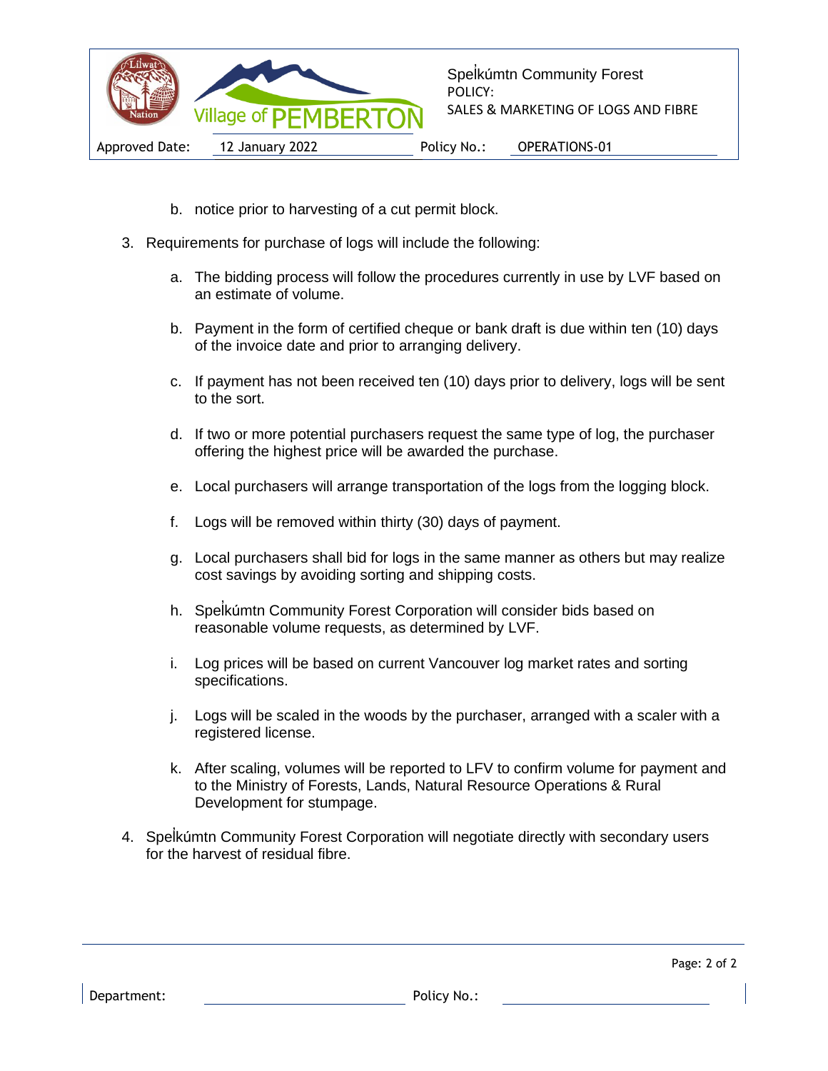b. notice prior to harvesting of a cut permit block.

3. Requirements for purchase of logs will include the following:

   a. The bidding process will follow the procedures currently in use by LVF based on an estimate of volume.

   b. Payment in the form of certified cheque or bank draft is due within ten (10) days of the invoice date and prior to arranging delivery.

   c. If payment has not been received ten (10) days prior to delivery, logs will be sent to the sort.

   d. If two or more potential purchasers request the same type of log, the purchaser offering the highest price will be awarded the purchase.

   e. Local purchasers will arrange transportation of the logs from the logging block.

   f. Logs will be removed within thirty (30) days of payment.

   g. Local purchasers shall bid for logs in the same manner as others but may realize cost savings by avoiding sorting and shipping costs.

   h. Spel̓kúmtn Community Forest Corporation will consider bids based on reasonable volume requests, as determined by LVF.

   i. Log prices will be based on current Vancouver log market rates and sorting specifications.

   j. Logs will be scaled in the woods by the purchaser, arranged with a scaler with a registered license.

   k. After scaling, volumes will be reported to LFV to confirm volume for payment and to the Ministry of Forests, Lands, Natural Resource Operations & Rural Development for stumpage.

4. Spel̓kúmtn Community Forest Corporation will negotiate directly with secondary users for the harvest of residual fibre.